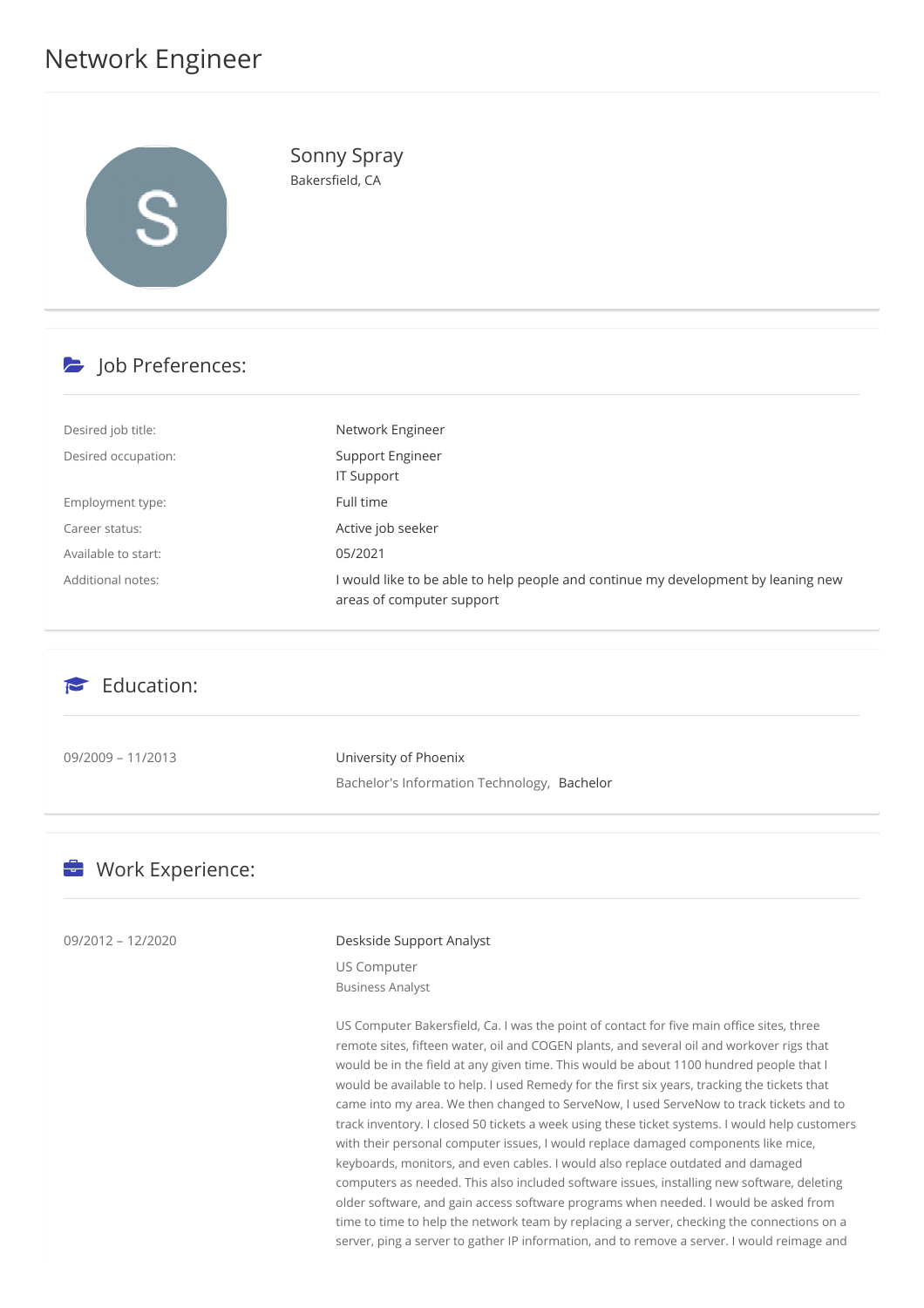# Network Engineer

## Sonny Spray

Bakersfield, CA

## Job Preferences:

| | |
|---|---|
| Desired job title: | Network Engineer |
| Desired occupation: | Support Engineer<br>IT Support |
| Employment type: | Full time |
| Career status: | Active job seeker |
| Available to start: | 05/2021 |
| Additional notes: | I would like to be able to help people and continue my development by leaning new areas of computer support |

## Education:

09/2009 – 11/2013

University of Phoenix

Bachelor's Information Technology, Bachelor

## Work Experience:

09/2012 – 12/2020

Deskside Support Analyst

US Computer

Business Analyst

US Computer Bakersfield, Ca. I was the point of contact for five main office sites, three remote sites, fifteen water, oil and COGEN plants, and several oil and workover rigs that would be in the field at any given time. This would be about 1100 hundred people that I would be available to help. I used Remedy for the first six years, tracking the tickets that came into my area. We then changed to ServeNow, I used ServeNow to track tickets and to track inventory. I closed 50 tickets a week using these ticket systems. I would help customers with their personal computer issues, I would replace damaged components like mice, keyboards, monitors, and even cables. I would also replace outdated and damaged computers as needed. This also included software issues, installing new software, deleting older software, and gain access software programs when needed. I would be asked from time to time to help the network team by replacing a server, checking the connections on a server, ping a server to gather IP information, and to remove a server. I would reimage and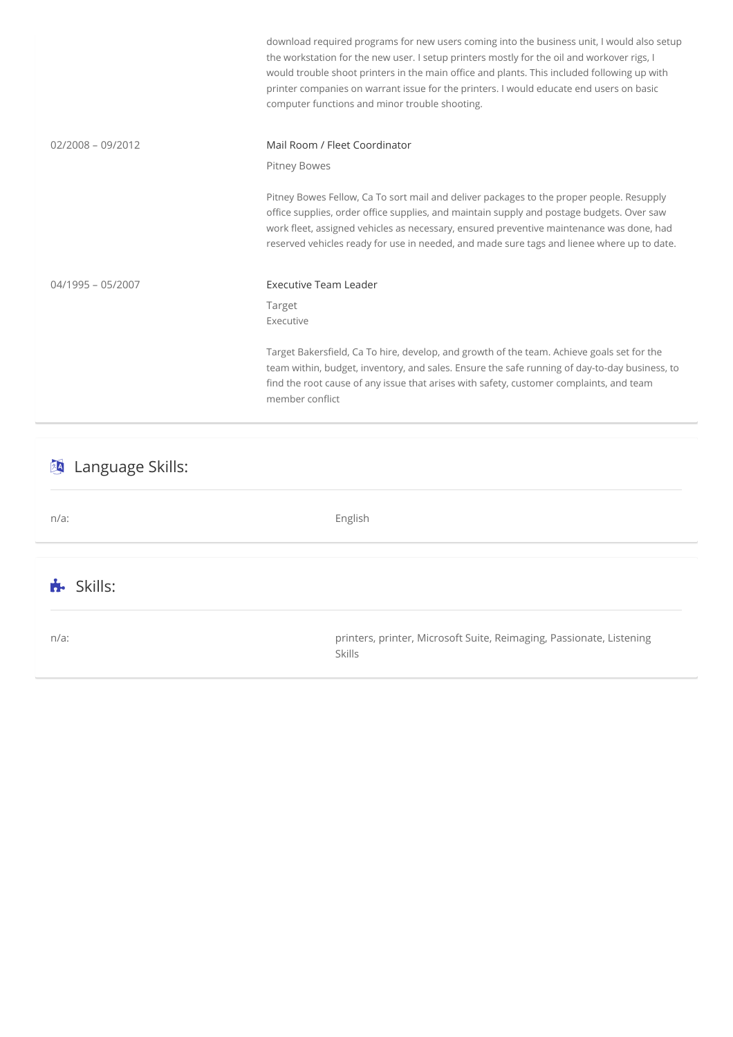download required programs for new users coming into the business unit, I would also setup the workstation for the new user. I setup printers mostly for the oil and workover rigs, I would trouble shoot printers in the main office and plants. This included following up with printer companies on warrant issue for the printers. I would educate end users on basic computer functions and minor trouble shooting.

02/2008 – 09/2012

**Mail Room / Fleet Coordinator**

Pitney Bowes

Pitney Bowes Fellow, Ca To sort mail and deliver packages to the proper people. Resupply office supplies, order office supplies, and maintain supply and postage budgets. Over saw work fleet, assigned vehicles as necessary, ensured preventive maintenance was done, had reserved vehicles ready for use in needed, and made sure tags and lienee where up to date.

04/1995 – 05/2007

**Executive Team Leader**

Target
Executive

Target Bakersfield, Ca To hire, develop, and growth of the team. Achieve goals set for the team within, budget, inventory, and sales. Ensure the safe running of day-to-day business, to find the root cause of any issue that arises with safety, customer complaints, and team member conflict

## Language Skills:

n/a: English

## Skills:

n/a: printers, printer, Microsoft Suite, Reimaging, Passionate, Listening Skills